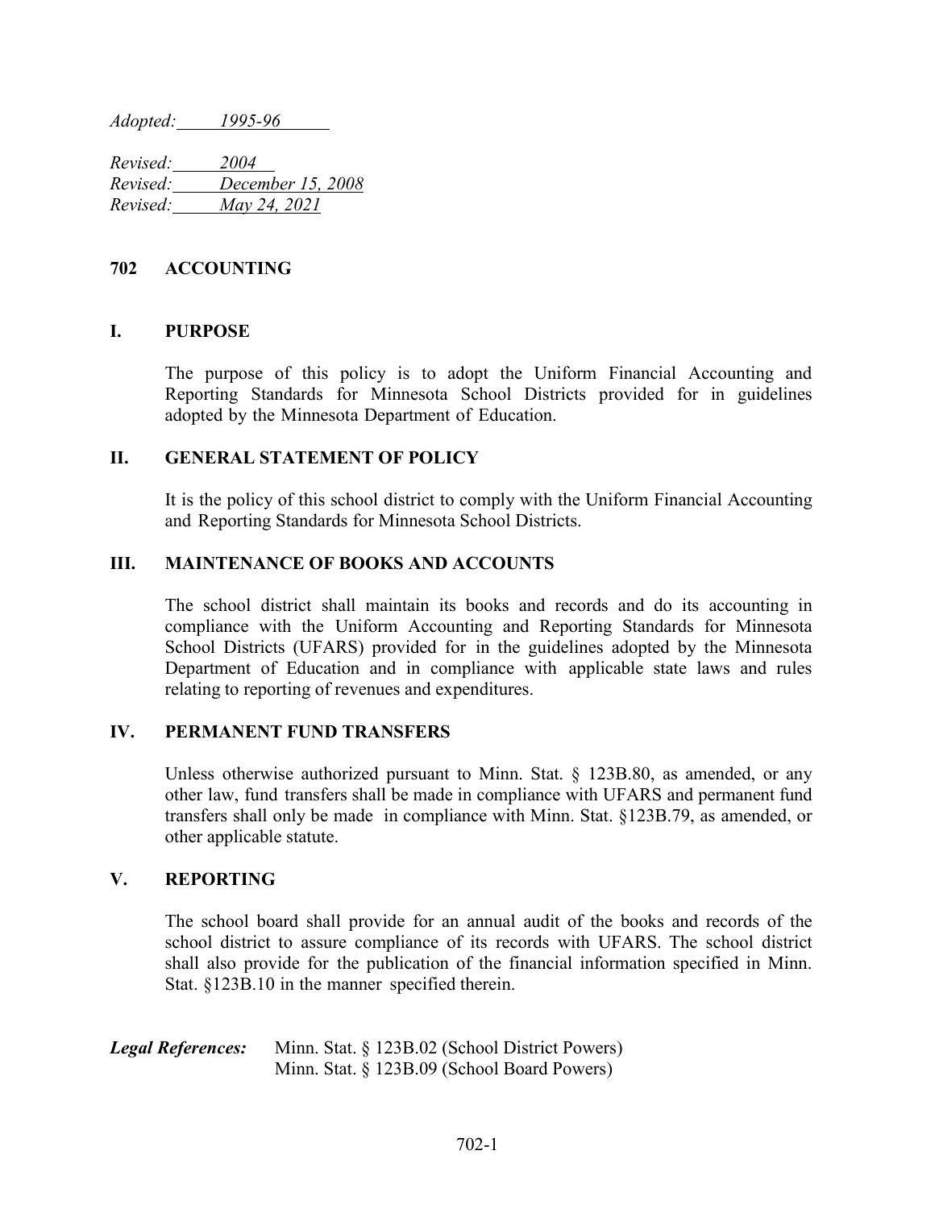*Adopted: 1995-96*

*Revised: 2004*
*Revised: December 15, 2008*
*Revised: May 24, 2021*

# 702 ACCOUNTING

## I. PURPOSE

The purpose of this policy is to adopt the Uniform Financial Accounting and Reporting Standards for Minnesota School Districts provided for in guidelines adopted by the Minnesota Department of Education.

## II. GENERAL STATEMENT OF POLICY

It is the policy of this school district to comply with the Uniform Financial Accounting and Reporting Standards for Minnesota School Districts.

## III. MAINTENANCE OF BOOKS AND ACCOUNTS

The school district shall maintain its books and records and do its accounting in compliance with the Uniform Accounting and Reporting Standards for Minnesota School Districts (UFARS) provided for in the guidelines adopted by the Minnesota Department of Education and in compliance with applicable state laws and rules relating to reporting of revenues and expenditures.

## IV. PERMANENT FUND TRANSFERS

Unless otherwise authorized pursuant to Minn. Stat. § 123B.80, as amended, or any other law, fund transfers shall be made in compliance with UFARS and permanent fund transfers shall only be made in compliance with Minn. Stat. §123B.79, as amended, or other applicable statute.

## V. REPORTING

The school board shall provide for an annual audit of the books and records of the school district to assure compliance of its records with UFARS. The school district shall also provide for the publication of the financial information specified in Minn. Stat. §123B.10 in the manner specified therein.

***Legal References:*** Minn. Stat. § 123B.02 (School District Powers)
Minn. Stat. § 123B.09 (School Board Powers)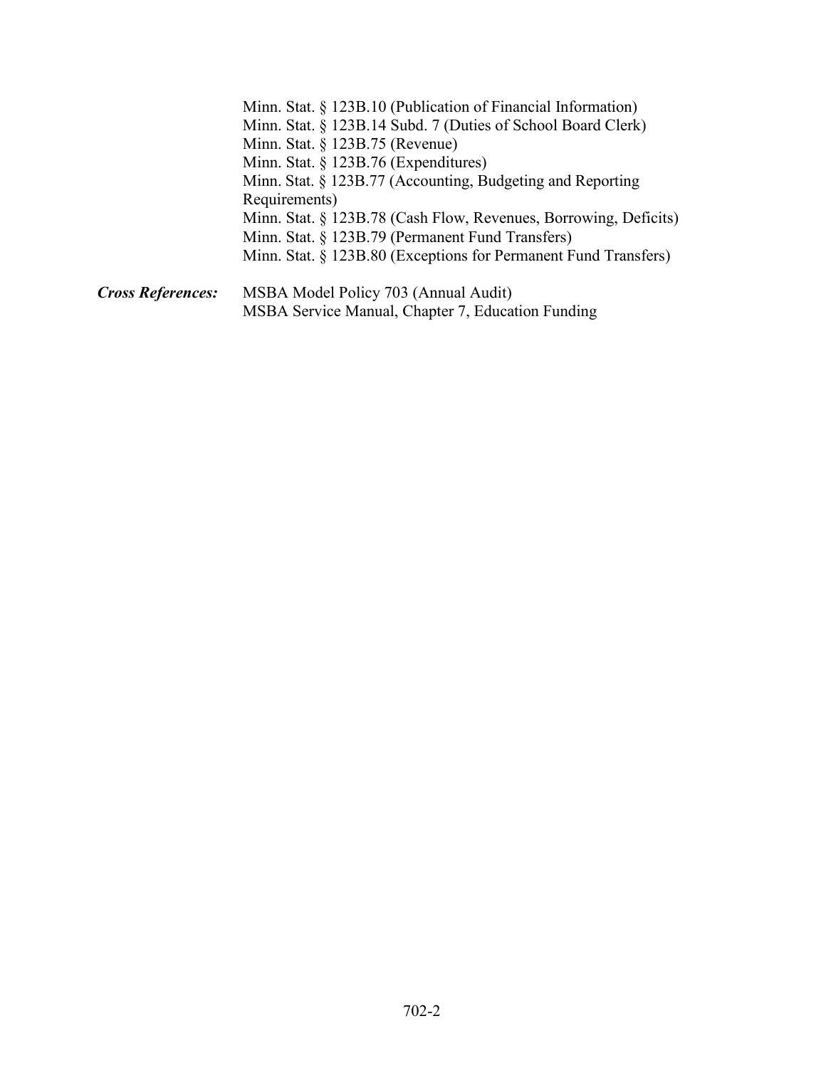Minn. Stat. § 123B.10 (Publication of Financial Information)
Minn. Stat. § 123B.14 Subd. 7 (Duties of School Board Clerk)
Minn. Stat. § 123B.75 (Revenue)
Minn. Stat. § 123B.76 (Expenditures)
Minn. Stat. § 123B.77 (Accounting, Budgeting and Reporting Requirements)
Minn. Stat. § 123B.78 (Cash Flow, Revenues, Borrowing, Deficits)
Minn. Stat. § 123B.79 (Permanent Fund Transfers)
Minn. Stat. § 123B.80 (Exceptions for Permanent Fund Transfers)

***Cross References:*** MSBA Model Policy 703 (Annual Audit)
MSBA Service Manual, Chapter 7, Education Funding